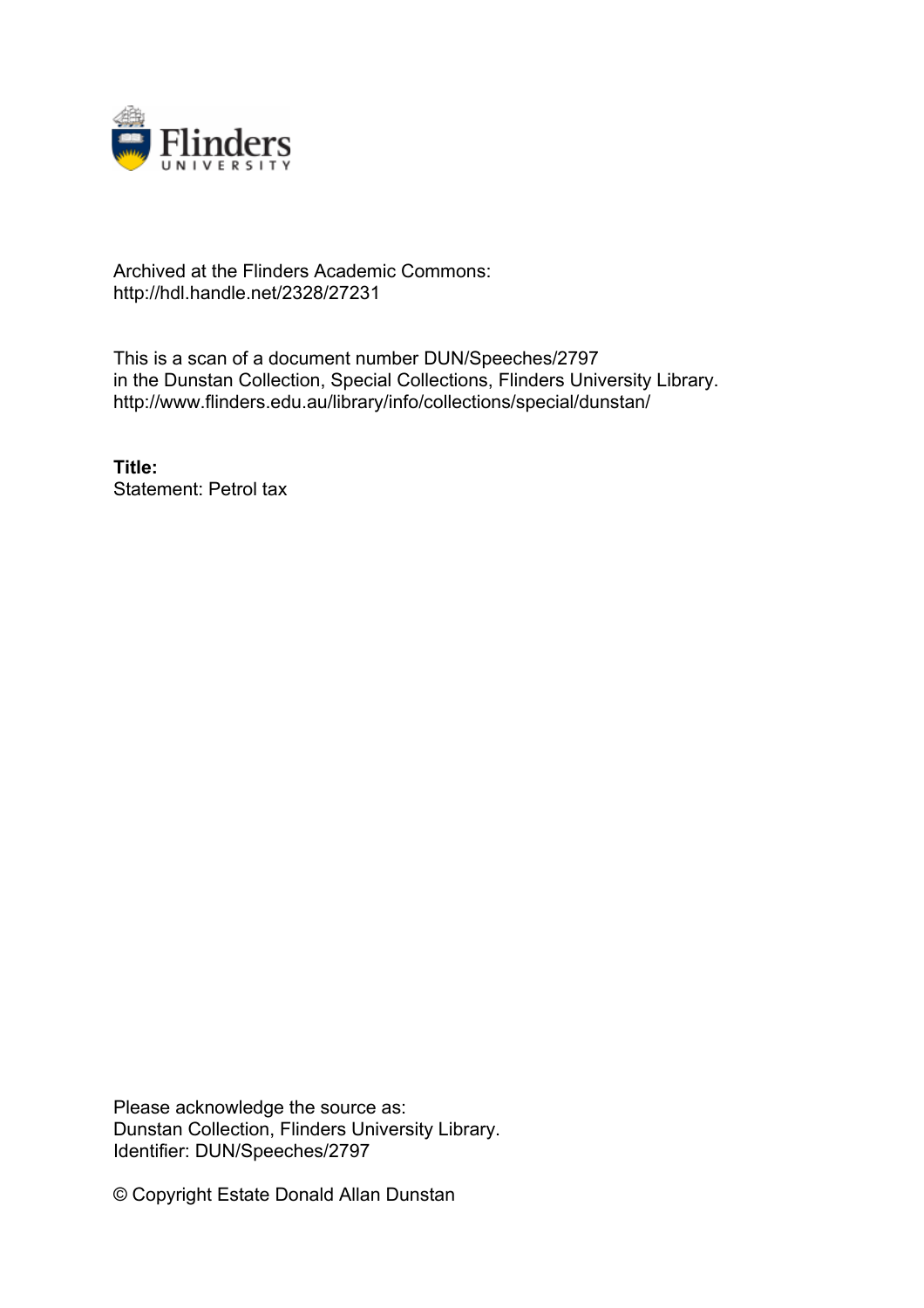Archived at the Flinders Academic Commons:
http://hdl.handle.net/2328/27231

This is a scan of a document number DUN/Speeches/2797
in the Dunstan Collection, Special Collections, Flinders University Library.
http://www.flinders.edu.au/library/info/collections/special/dunstan/

**Title:**
Statement: Petrol tax

Please acknowledge the source as:
Dunstan Collection, Flinders University Library.
Identifier: DUN/Speeches/2797

© Copyright Estate Donald Allan Dunstan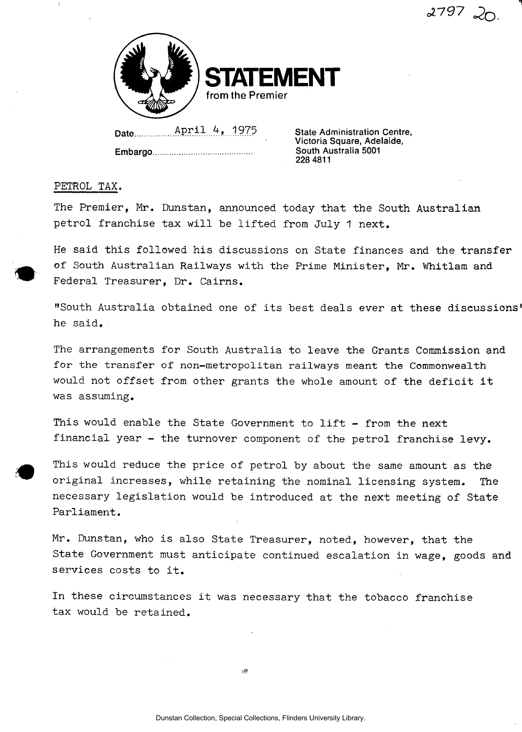2797 20.

# STATEMENT
from the Premier

Date April 4, 1975

Embargo

State Administration Centre,
Victoria Square, Adelaide,
South Australia 5001
228 4811

PETROL TAX.

The Premier, Mr. Dunstan, announced today that the South Australian petrol franchise tax will be lifted from July 1 next.

He said this followed his discussions on State finances and the transfer of South Australian Railways with the Prime Minister, Mr. Whitlam and Federal Treasurer, Dr. Cairns.

"South Australia obtained one of its best deals ever at these discussions' he said.

The arrangements for South Australia to leave the Grants Commission and for the transfer of non-metropolitan railways meant the Commonwealth would not offset from other grants the whole amount of the deficit it was assuming.

This would enable the State Government to lift - from the next financial year - the turnover component of the petrol franchise levy.

This would reduce the price of petrol by about the same amount as the original increases, while retaining the nominal licensing system. The necessary legislation would be introduced at the next meeting of State Parliament.

Mr. Dunstan, who is also State Treasurer, noted, however, that the State Government must anticipate continued escalation in wage, goods and services costs to it.

In these circumstances it was necessary that the tobacco franchise tax would be retained.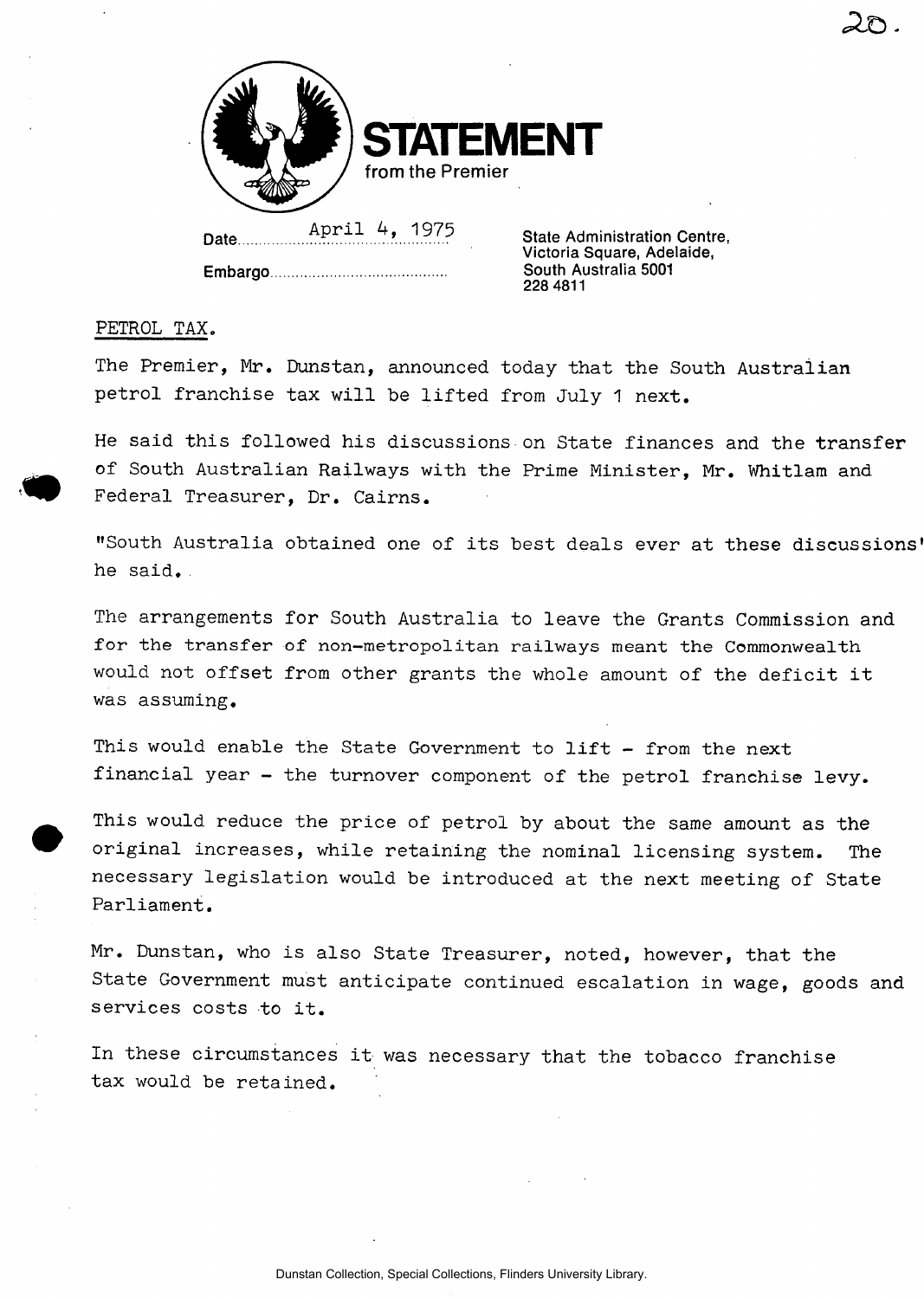# STATEMENT

from the Premier

Date April 4, 1975

Embargo

State Administration Centre,
Victoria Square, Adelaide,
South Australia 5001
228 4811

PETROL TAX.

The Premier, Mr. Dunstan, announced today that the South Australian petrol franchise tax will be lifted from July 1 next.

He said this followed his discussions on State finances and the transfer of South Australian Railways with the Prime Minister, Mr. Whitlam and Federal Treasurer, Dr. Cairns.

"South Australia obtained one of its best deals ever at these discussions' he said.

The arrangements for South Australia to leave the Grants Commission and for the transfer of non-metropolitan railways meant the Commonwealth would not offset from other grants the whole amount of the deficit it was assuming.

This would enable the State Government to lift - from the next financial year - the turnover component of the petrol franchise levy.

This would reduce the price of petrol by about the same amount as the original increases, while retaining the nominal licensing system. The necessary legislation would be introduced at the next meeting of State Parliament.

Mr. Dunstan, who is also State Treasurer, noted, however, that the State Government must anticipate continued escalation in wage, goods and services costs to it.

In these circumstances it was necessary that the tobacco franchise tax would be retained.

Dunstan Collection, Special Collections, Flinders University Library.